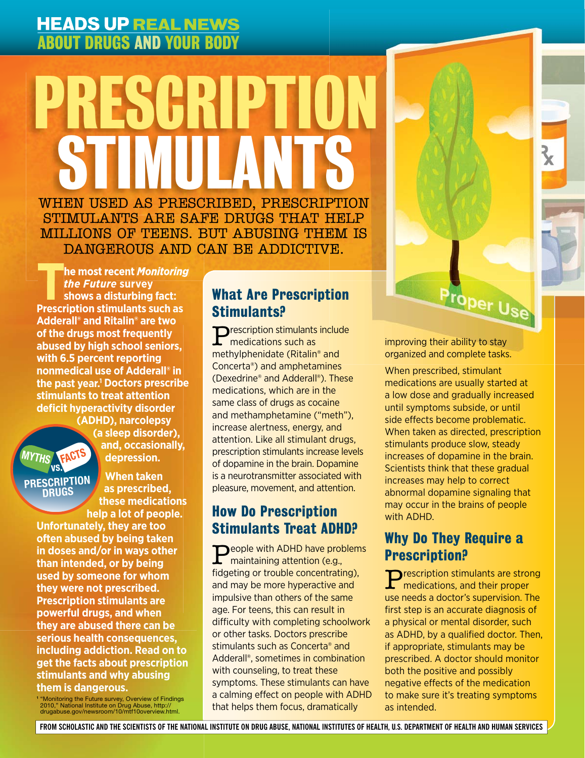HEADS UP REAL NEWS ABOUT DRUGS AND YOUR BODY

# PRESCRIPTION STIMULANTS

WHEN USED AS PRESCRIBED, PRESCRIPTION STIMULANTS ARE SAFE DRUGS THAT HELP MILLIONS OF TEENS. BUT ABUSING THEM IS DANGEROUS AND CAN BE ADDICTIVE.

**The most recent *Monitoring the Future* survey shows a disturbing fact: Prescription stimulants such as Adderall® and Ritalin® are two of the drugs most frequently abused by high school seniors, with 6.5 percent reporting nonmedical use of Adderall® in the past year.[1] Doctors prescribe stimulants to treat attention deficit hyperactivity disorder (ADHD), narcolepsy (a sleep disorder), and, occasionally, depression.**

MYTHS VS. FACTS PRESCRIPTION DRUGS

**When taken as prescribed, these medications help a lot of people. Unfortunately, they are too often abused by being taken in doses and/or in ways other than intended, or by being used by someone for whom they were not prescribed. Prescription stimulants are powerful drugs, and when they are abused there can be serious health consequences, including addiction. Read on to get the facts about prescription stimulants and why abusing them is dangerous.**

[1] "Monitoring the Future survey, Overview of Findings 2010," National Institute on Drug Abuse, http://drugabuse.gov/newsroom/10/mtf10overview.html.

## What Are Prescription Stimulants?

Prescription stimulants include medications such as methylphenidate (Ritalin® and Concerta®) and amphetamines (Dexedrine® and Adderall®). These medications, which are in the same class of drugs as cocaine and methamphetamine ("meth"), increase alertness, energy, and attention. Like all stimulant drugs, prescription stimulants increase levels of dopamine in the brain. Dopamine is a neurotransmitter associated with pleasure, movement, and attention.

## How Do Prescription Stimulants Treat ADHD?

People with ADHD have problems maintaining attention (e.g., fidgeting or trouble concentrating), and may be more hyperactive and impulsive than others of the same age. For teens, this can result in difficulty with completing schoolwork or other tasks. Doctors prescribe stimulants such as Concerta® and Adderall®, sometimes in combination with counseling, to treat these symptoms. These stimulants can have a calming effect on people with ADHD that helps them focus, dramatically improving their ability to stay organized and complete tasks.

Proper Use

When prescribed, stimulant medications are usually started at a low dose and gradually increased until symptoms subside, or until side effects become problematic. When taken as directed, prescription stimulants produce slow, steady increases of dopamine in the brain. Scientists think that these gradual increases may help to correct abnormal dopamine signaling that may occur in the brains of people with ADHD.

## Why Do They Require a Prescription?

Prescription stimulants are strong medications, and their proper use needs a doctor's supervision. The first step is an accurate diagnosis of a physical or mental disorder, such as ADHD, by a qualified doctor. Then, if appropriate, stimulants may be prescribed. A doctor should monitor both the positive and possibly negative effects of the medication to make sure it's treating symptoms as intended.

FROM SCHOLASTIC AND THE SCIENTISTS OF THE NATIONAL INSTITUTE ON DRUG ABUSE, NATIONAL INSTITUTES OF HEALTH, U.S. DEPARTMENT OF HEALTH AND HUMAN SERVICES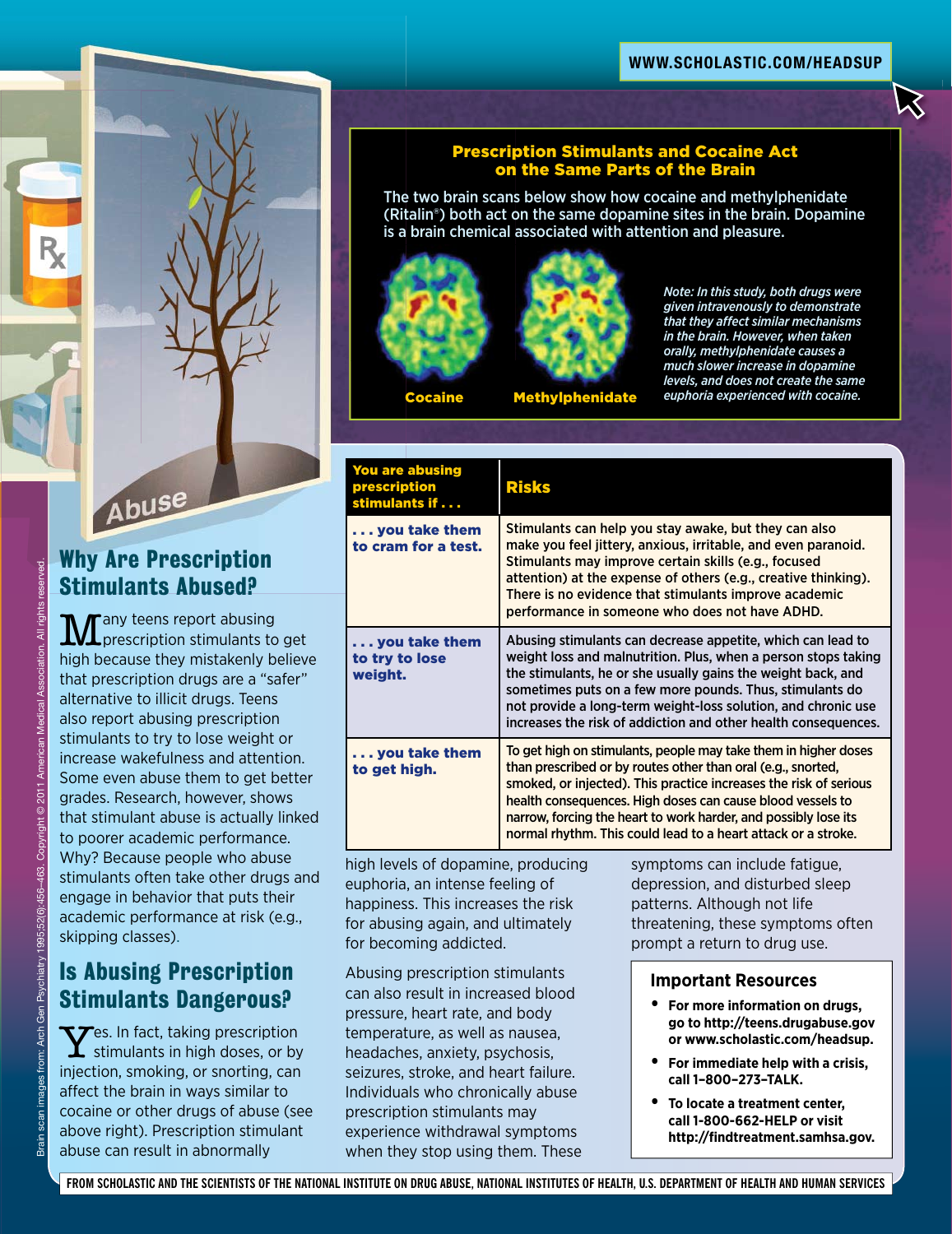WWW.SCHOLASTIC.COM/HEADSUP

## Prescription Stimulants and Cocaine Act on the Same Parts of the Brain

The two brain scans below show how cocaine and methylphenidate (Ritalin®) both act on the same dopamine sites in the brain. Dopamine is a brain chemical associated with attention and pleasure.

Cocaine

Methylphenidate

*Note: In this study, both drugs were given intravenously to demonstrate that they affect similar mechanisms in the brain. However, when taken orally, methylphenidate causes a much slower increase in dopamine levels, and does not create the same euphoria experienced with cocaine.*

Abuse

## Why Are Prescription Stimulants Abused?

Many teens report abusing prescription stimulants to get high because they mistakenly believe that prescription drugs are a "safer" alternative to illicit drugs. Teens also report abusing prescription stimulants to try to lose weight or increase wakefulness and attention. Some even abuse them to get better grades. Research, however, shows that stimulant abuse is actually linked to poorer academic performance. Why? Because people who abuse stimulants often take other drugs and engage in behavior that puts their academic performance at risk (e.g., skipping classes).

## Is Abusing Prescription Stimulants Dangerous?

Yes. In fact, taking prescription stimulants in high doses, or by injection, smoking, or snorting, can affect the brain in ways similar to cocaine or other drugs of abuse (see above right). Prescription stimulant abuse can result in abnormally high levels of dopamine, producing euphoria, an intense feeling of happiness. This increases the risk for abusing again, and ultimately for becoming addicted.

Abusing prescription stimulants can also result in increased blood pressure, heart rate, and body temperature, as well as nausea, headaches, anxiety, psychosis, seizures, stroke, and heart failure. Individuals who chronically abuse prescription stimulants may experience withdrawal symptoms when they stop using them. These symptoms can include fatigue, depression, and disturbed sleep patterns. Although not life threatening, these symptoms often prompt a return to drug use.

| You are abusing prescription stimulants if . . . | Risks |
|---|---|
| **. . . you take them to cram for a test.** | Stimulants can help you stay awake, but they can also make you feel jittery, anxious, irritable, and even paranoid. Stimulants may improve certain skills (e.g., focused attention) at the expense of others (e.g., creative thinking). There is no evidence that stimulants improve academic performance in someone who does not have ADHD. |
| **. . . you take them to try to lose weight.** | Abusing stimulants can decrease appetite, which can lead to weight loss and malnutrition. Plus, when a person stops taking the stimulants, he or she usually gains the weight back, and sometimes puts on a few more pounds. Thus, stimulants do not provide a long-term weight-loss solution, and chronic use increases the risk of addiction and other health consequences. |
| **. . . you take them to get high.** | To get high on stimulants, people may take them in higher doses than prescribed or by routes other than oral (e.g., snorted, smoked, or injected). This practice increases the risk of serious health consequences. High doses can cause blood vessels to narrow, forcing the heart to work harder, and possibly lose its normal rhythm. This could lead to a heart attack or a stroke. |

### Important Resources

- **For more information on drugs, go to http://teens.drugabuse.gov or www.scholastic.com/headsup.**
- **For immediate help with a crisis, call 1-800-273-TALK.**
- **To locate a treatment center, call 1-800-662-HELP or visit http://findtreatment.samhsa.gov.**

Brain scan images from: Arch Gen Psychiatry 1995;52(6):456–463. Copyright © 2011 American Medical Association. All rights reserved.

FROM SCHOLASTIC AND THE SCIENTISTS OF THE NATIONAL INSTITUTE ON DRUG ABUSE, NATIONAL INSTITUTES OF HEALTH, U.S. DEPARTMENT OF HEALTH AND HUMAN SERVICES